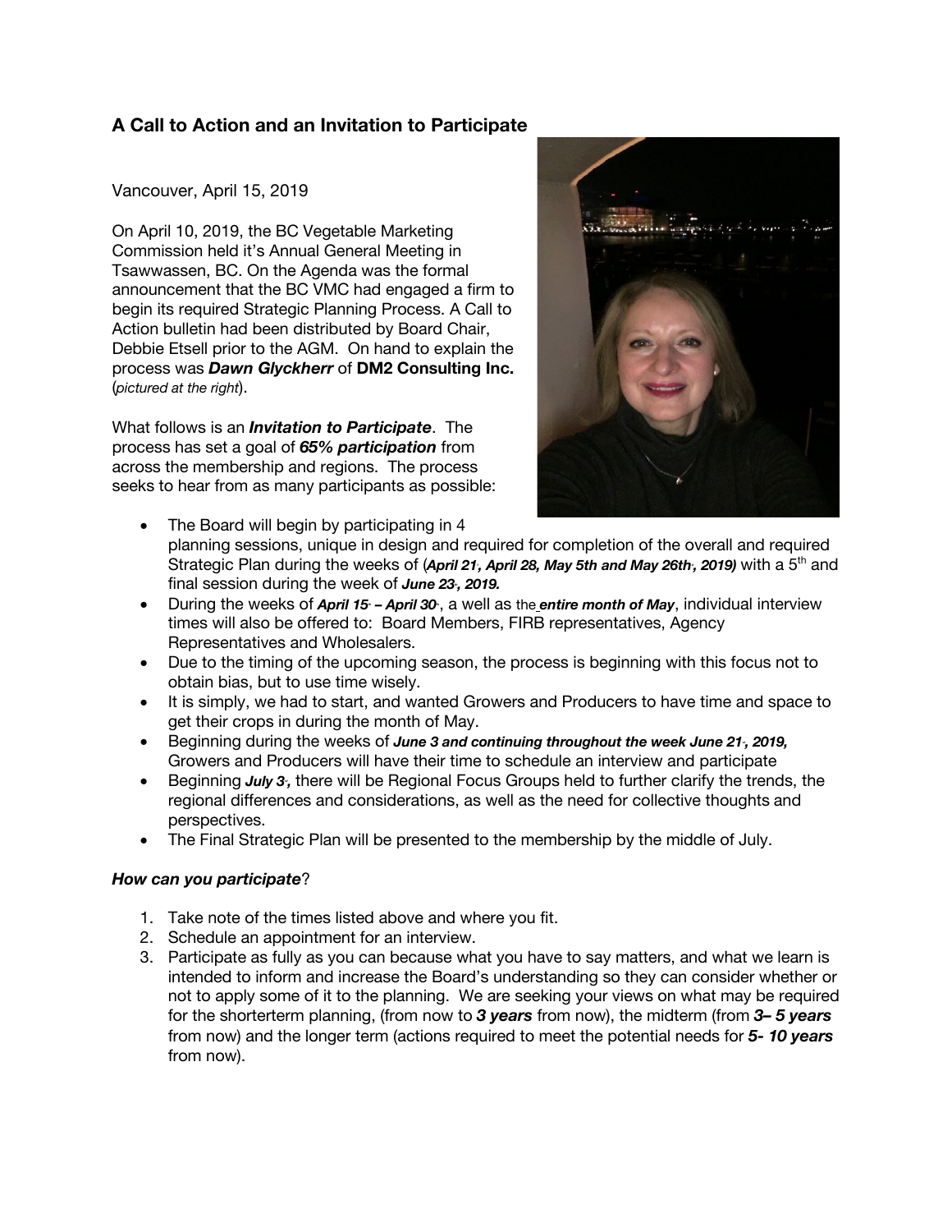## A Call to Action and an Invitation to Participate

Vancouver, April 15, 2019

On April 10, 2019, the BC Vegetable Marketing Commission held it's Annual General Meeting in Tsawwassen, BC. On the Agenda was the formal announcement that the BC VMC had engaged a firm to begin its required Strategic Planning Process. A Call to Action bulletin had been distributed by Board Chair, Debbie Etsell prior to the AGM. On hand to explain the process was ***Dawn Glyckherr*** of **DM2 Consulting Inc.** (*pictured at the right*).

What follows is an ***Invitation to Participate***. The process has set a goal of ***65% participation*** from across the membership and regions. The process seeks to hear from as many participants as possible:

- The Board will begin by participating in 4 planning sessions, unique in design and required for completion of the overall and required Strategic Plan during the weeks of (***April 21, April 28, May 5th and May 26th, 2019)*** with a 5th and final session during the week of ***June 23, 2019.***
- During the weeks of ***April 15 – April 30***, a well as the ***entire month of May***, individual interview times will also be offered to: Board Members, FIRB representatives, Agency Representatives and Wholesalers.
- Due to the timing of the upcoming season, the process is beginning with this focus not to obtain bias, but to use time wisely.
- It is simply, we had to start, and wanted Growers and Producers to have time and space to get their crops in during the month of May.
- Beginning during the weeks of ***June 3 and continuing throughout the week June 21, 2019,*** Growers and Producers will have their time to schedule an interview and participate
- Beginning ***July 3,*** there will be Regional Focus Groups held to further clarify the trends, the regional differences and considerations, as well as the need for collective thoughts and perspectives.
- The Final Strategic Plan will be presented to the membership by the middle of July.

### ***How can you participate***?

1. Take note of the times listed above and where you fit.
2. Schedule an appointment for an interview.
3. Participate as fully as you can because what you have to say matters, and what we learn is intended to inform and increase the Board's understanding so they can consider whether or not to apply some of it to the planning. We are seeking your views on what may be required for the shorterterm planning, (from now to ***3 years*** from now), the midterm (from ***3– 5 years*** from now) and the longer term (actions required to meet the potential needs for ***5- 10 years*** from now).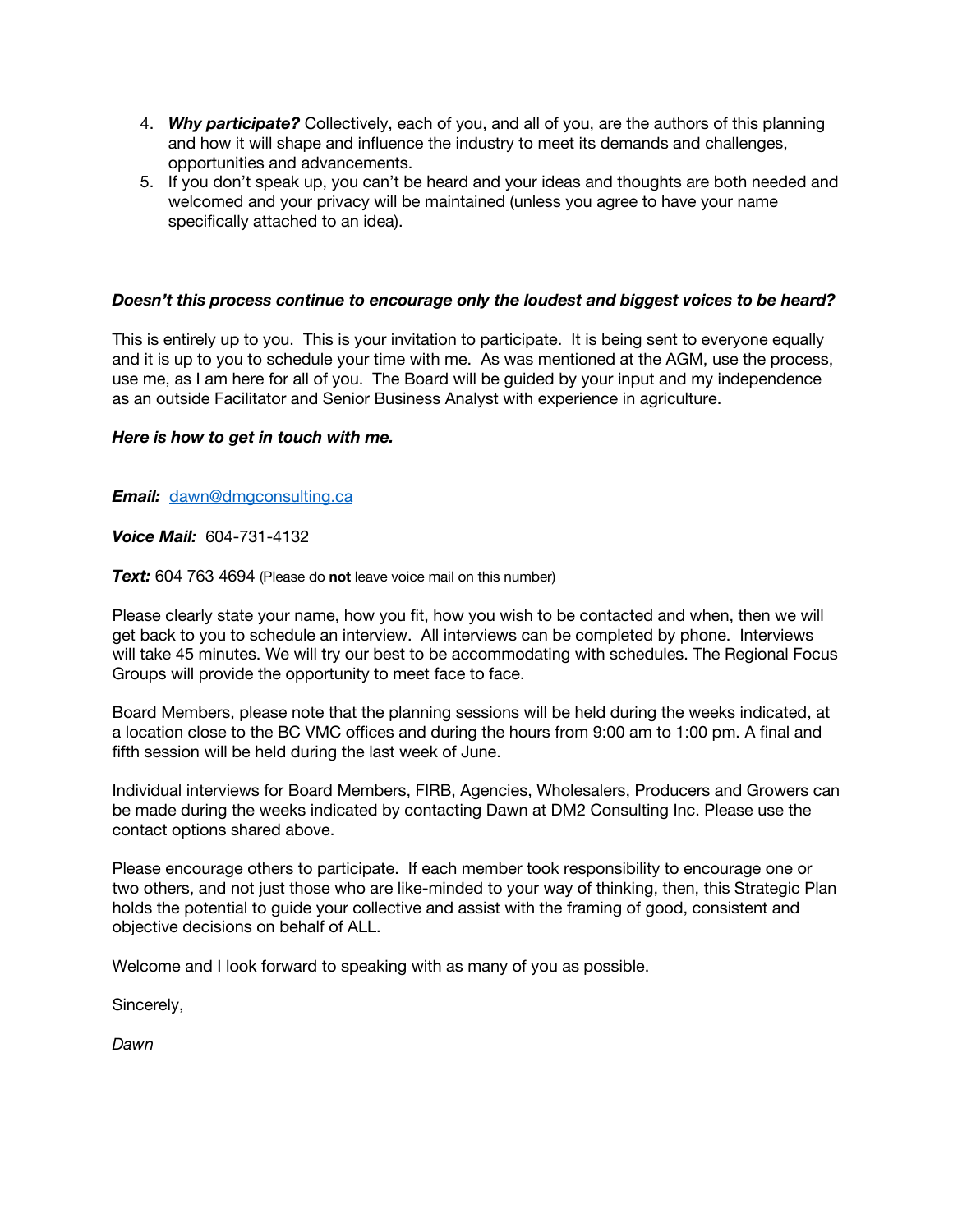4. ***Why participate?*** Collectively, each of you, and all of you, are the authors of this planning and how it will shape and influence the industry to meet its demands and challenges, opportunities and advancements.
5. If you don't speak up, you can't be heard and your ideas and thoughts are both needed and welcomed and your privacy will be maintained (unless you agree to have your name specifically attached to an idea).

***Doesn't this process continue to encourage only the loudest and biggest voices to be heard?***

This is entirely up to you. This is your invitation to participate. It is being sent to everyone equally and it is up to you to schedule your time with me. As was mentioned at the AGM, use the process, use me, as I am here for all of you. The Board will be guided by your input and my independence as an outside Facilitator and Senior Business Analyst with experience in agriculture.

***Here is how to get in touch with me.***

***Email:*** [dawn@dmgconsulting.ca](mailto:dawn@dmgconsulting.ca)

***Voice Mail:*** 604-731-4132

***Text:*** 604 763 4694 (Please do **not** leave voice mail on this number)

Please clearly state your name, how you fit, how you wish to be contacted and when, then we will get back to you to schedule an interview. All interviews can be completed by phone. Interviews will take 45 minutes. We will try our best to be accommodating with schedules. The Regional Focus Groups will provide the opportunity to meet face to face.

Board Members, please note that the planning sessions will be held during the weeks indicated, at a location close to the BC VMC offices and during the hours from 9:00 am to 1:00 pm. A final and fifth session will be held during the last week of June.

Individual interviews for Board Members, FIRB, Agencies, Wholesalers, Producers and Growers can be made during the weeks indicated by contacting Dawn at DM2 Consulting Inc. Please use the contact options shared above.

Please encourage others to participate. If each member took responsibility to encourage one or two others, and not just those who are like-minded to your way of thinking, then, this Strategic Plan holds the potential to guide your collective and assist with the framing of good, consistent and objective decisions on behalf of ALL.

Welcome and I look forward to speaking with as many of you as possible.

Sincerely,

*Dawn*